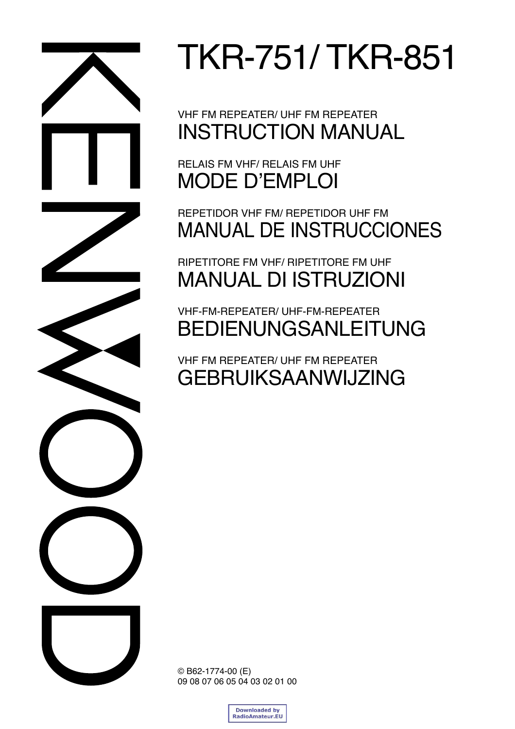KENWOOD

# TKR-751/ TKR-851

VHF FM REPEATER/ UHF FM REPEATER

## INSTRUCTION MANUAL

RELAIS FM VHF/ RELAIS FM UHF

## MODE D'EMPLOI

REPETIDOR VHF FM/ REPETIDOR UHF FM

## MANUAL DE INSTRUCCIONES

RIPETITORE FM VHF/ RIPETITORE FM UHF

## MANUAL DI ISTRUZIONI

VHF-FM-REPEATER/ UHF-FM-REPEATER

## BEDIENUNGSANLEITUNG

VHF FM REPEATER/ UHF FM REPEATER

## GEBRUIKSAANWIJZING

© B62-1774-00 (E)
09 08 07 06 05 04 03 02 01 00

Downloaded by RadioAmateur.EU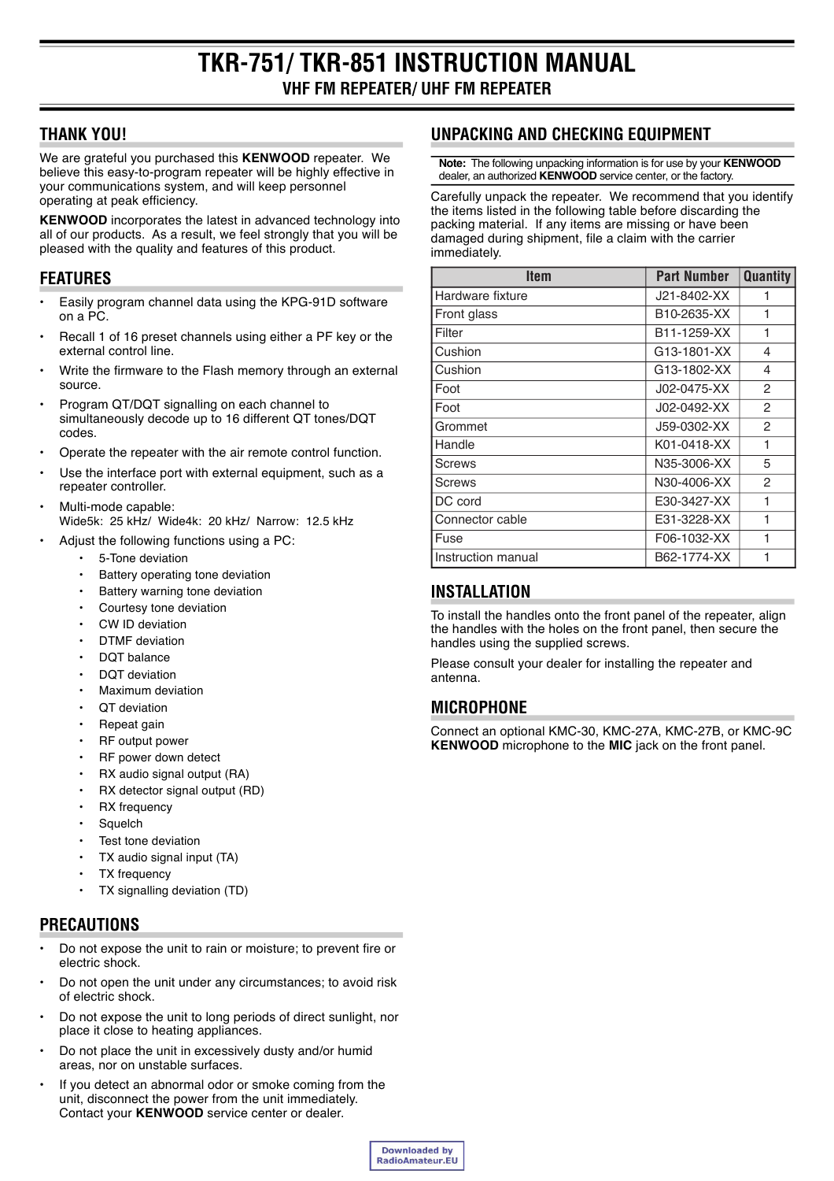# TKR-751/ TKR-851 INSTRUCTION MANUAL

## VHF FM REPEATER/ UHF FM REPEATER

## THANK YOU!

We are grateful you purchased this **KENWOOD** repeater. We believe this easy-to-program repeater will be highly effective in your communications system, and will keep personnel operating at peak efficiency.

**KENWOOD** incorporates the latest in advanced technology into all of our products. As a result, we feel strongly that you will be pleased with the quality and features of this product.

## FEATURES

- Easily program channel data using the KPG-91D software on a PC.
- Recall 1 of 16 preset channels using either a PF key or the external control line.
- Write the firmware to the Flash memory through an external source.
- Program QT/DQT signalling on each channel to simultaneously decode up to 16 different QT tones/DQT codes.
- Operate the repeater with the air remote control function.
- Use the interface port with external equipment, such as a repeater controller.
- Multi-mode capable:
  Wide5k: 25 kHz/ Wide4k: 20 kHz/ Narrow: 12.5 kHz
- Adjust the following functions using a PC:
  - 5-Tone deviation
  - Battery operating tone deviation
  - Battery warning tone deviation
  - Courtesy tone deviation
  - CW ID deviation
  - DTMF deviation
  - DQT balance
  - DQT deviation
  - Maximum deviation
  - QT deviation
  - Repeat gain
  - RF output power
  - RF power down detect
  - RX audio signal output (RA)
  - RX detector signal output (RD)
  - RX frequency
  - Squelch
  - Test tone deviation
  - TX audio signal input (TA)
  - TX frequency
  - TX signalling deviation (TD)

## PRECAUTIONS

- Do not expose the unit to rain or moisture; to prevent fire or electric shock.
- Do not open the unit under any circumstances; to avoid risk of electric shock.
- Do not expose the unit to long periods of direct sunlight, nor place it close to heating appliances.
- Do not place the unit in excessively dusty and/or humid areas, nor on unstable surfaces.
- If you detect an abnormal odor or smoke coming from the unit, disconnect the power from the unit immediately. Contact your **KENWOOD** service center or dealer.

## UNPACKING AND CHECKING EQUIPMENT

**Note:** The following unpacking information is for use by your **KENWOOD** dealer, an authorized **KENWOOD** service center, or the factory.

Carefully unpack the repeater. We recommend that you identify the items listed in the following table before discarding the packing material. If any items are missing or have been damaged during shipment, file a claim with the carrier immediately.

| Item | Part Number | Quantity |
|---|---|---|
| Hardware fixture | J21-8402-XX | 1 |
| Front glass | B10-2635-XX | 1 |
| Filter | B11-1259-XX | 1 |
| Cushion | G13-1801-XX | 4 |
| Cushion | G13-1802-XX | 4 |
| Foot | J02-0475-XX | 2 |
| Foot | J02-0492-XX | 2 |
| Grommet | J59-0302-XX | 2 |
| Handle | K01-0418-XX | 1 |
| Screws | N35-3006-XX | 5 |
| Screws | N30-4006-XX | 2 |
| DC cord | E30-3427-XX | 1 |
| Connector cable | E31-3228-XX | 1 |
| Fuse | F06-1032-XX | 1 |
| Instruction manual | B62-1774-XX | 1 |

## INSTALLATION

To install the handles onto the front panel of the repeater, align the handles with the holes on the front panel, then secure the handles using the supplied screws.

Please consult your dealer for installing the repeater and antenna.

## MICROPHONE

Connect an optional KMC-30, KMC-27A, KMC-27B, or KMC-9C **KENWOOD** microphone to the **MIC** jack on the front panel.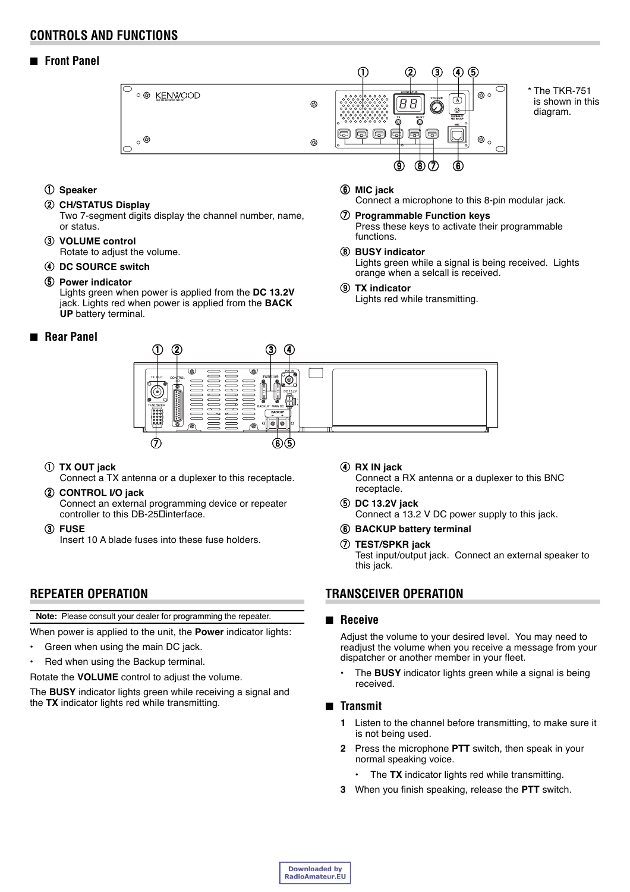# CONTROLS AND FUNCTIONS

## ■ Front Panel

* The TKR-751 is shown in this diagram.

① **Speaker**

② **CH/STATUS Display**
Two 7-segment digits display the channel number, name, or status.

③ **VOLUME control**
Rotate to adjust the volume.

④ **DC SOURCE switch**

⑤ **Power indicator**
Lights green when power is applied from the **DC 13.2V** jack. Lights red when power is applied from the **BACK UP** battery terminal.

⑥ **MIC jack**
Connect a microphone to this 8-pin modular jack.

⑦ **Programmable Function keys**
Press these keys to activate their programmable functions.

⑧ **BUSY indicator**
Lights green while a signal is being received. Lights orange when a selcall is received.

⑨ **TX indicator**
Lights red while transmitting.

## ■ Rear Panel

① **TX OUT jack**
Connect a TX antenna or a duplexer to this receptacle.

② **CONTROL I/O jack**
Connect an external programming device or repeater controller to this DB-25 interface.

③ **FUSE**
Insert 10 A blade fuses into these fuse holders.

④ **RX IN jack**
Connect a RX antenna or a duplexer to this BNC receptacle.

⑤ **DC 13.2V jack**
Connect a 13.2 V DC power supply to this jack.

⑥ **BACKUP battery terminal**

⑦ **TEST/SPKR jack**
Test input/output jack. Connect an external speaker to this jack.

# REPEATER OPERATION

**Note:** Please consult your dealer for programming the repeater.

When power is applied to the unit, the **Power** indicator lights:

- Green when using the main DC jack.
- Red when using the Backup terminal.

Rotate the **VOLUME** control to adjust the volume.

The **BUSY** indicator lights green while receiving a signal and the **TX** indicator lights red while transmitting.

# TRANSCEIVER OPERATION

## ■ Receive

Adjust the volume to your desired level. You may need to readjust the volume when you receive a message from your dispatcher or another member in your fleet.

- The **BUSY** indicator lights green while a signal is being received.

## ■ Transmit

1. Listen to the channel before transmitting, to make sure it is not being used.
2. Press the microphone **PTT** switch, then speak in your normal speaking voice.
   - The **TX** indicator lights red while transmitting.
3. When you finish speaking, release the **PTT** switch.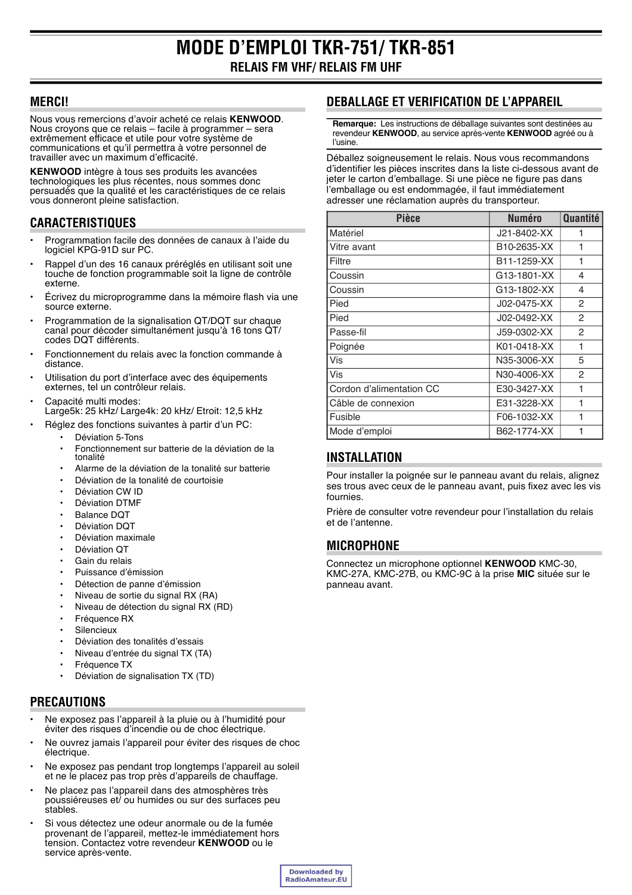# MODE D'EMPLOI TKR-751/ TKR-851

## RELAIS FM VHF/ RELAIS FM UHF

## MERCI!

Nous vous remercions d'avoir acheté ce relais **KENWOOD**. Nous croyons que ce relais – facile à programmer – sera extrêmement efficace et utile pour votre système de communications et qu'il permettra à votre personnel de travailler avec un maximum d'efficacité.

**KENWOOD** intègre à tous ses produits les avancées technologiques les plus récentes, nous sommes donc persuadés que la qualité et les caractéristiques de ce relais vous donneront pleine satisfaction.

## CARACTERISTIQUES

- Programmation facile des données de canaux à l'aide du logiciel KPG-91D sur PC.
- Rappel d'un des 16 canaux préréglés en utilisant soit une touche de fonction programmable soit la ligne de contrôle externe.
- Écrivez du microprogramme dans la mémoire flash via une source externe.
- Programmation de la signalisation QT/DQT sur chaque canal pour décoder simultanément jusqu'à 16 tons QT/ codes DQT différents.
- Fonctionnement du relais avec la fonction commande à distance.
- Utilisation du port d'interface avec des équipements externes, tel un contrôleur relais.
- Capacité multi modes:
  Large5k: 25 kHz/ Large4k: 20 kHz/ Etroit: 12,5 kHz
- Réglez des fonctions suivantes à partir d'un PC:
  - Déviation 5-Tons
  - Fonctionnement sur batterie de la déviation de la tonalité
  - Alarme de la déviation de la tonalité sur batterie
  - Déviation de la tonalité de courtoisie
  - Déviation CW ID
  - Déviation DTMF
  - Balance DQT
  - Déviation DQT
  - Déviation maximale
  - Déviation QT
  - Gain du relais
  - Puissance d'émission
  - Détection de panne d'émission
  - Niveau de sortie du signal RX (RA)
  - Niveau de détection du signal RX (RD)
  - Fréquence RX
  - Silencieux
  - Déviation des tonalités d'essais
  - Niveau d'entrée du signal TX (TA)
  - Fréquence TX
  - Déviation de signalisation TX (TD)

## PRECAUTIONS

- Ne exposez pas l'appareil à la pluie ou à l'humidité pour éviter des risques d'incendie ou de choc électrique.
- Ne ouvrez jamais l'appareil pour éviter des risques de choc électrique.
- Ne exposez pas pendant trop longtemps l'appareil au soleil et ne le placez pas trop près d'appareils de chauffage.
- Ne placez pas l'appareil dans des atmosphères très poussiéreuses et/ ou humides ou sur des surfaces peu stables.
- Si vous détectez une odeur anormale ou de la fumée provenant de l'appareil, mettez-le immédiatement hors tension. Contactez votre revendeur **KENWOOD** ou le service après-vente.

## DEBALLAGE ET VERIFICATION DE L'APPAREIL

**Remarque:** Les instructions de déballage suivantes sont destinées au revendeur **KENWOOD**, au service après-vente **KENWOOD** agréé ou à l'usine.

Déballez soigneusement le relais. Nous vous recommandons d'identifier les pièces inscrites dans la liste ci-dessous avant de jeter le carton d'emballage. Si une pièce ne figure pas dans l'emballage ou est endommagée, il faut immédiatement adresser une réclamation auprès du transporteur.

| Pièce | Numéro | Quantité |
|---|---|---|
| Matériel | J21-8402-XX | 1 |
| Vitre avant | B10-2635-XX | 1 |
| Filtre | B11-1259-XX | 1 |
| Coussin | G13-1801-XX | 4 |
| Coussin | G13-1802-XX | 4 |
| Pied | J02-0475-XX | 2 |
| Pied | J02-0492-XX | 2 |
| Passe-fil | J59-0302-XX | 2 |
| Poignée | K01-0418-XX | 1 |
| Vis | N35-3006-XX | 5 |
| Vis | N30-4006-XX | 2 |
| Cordon d'alimentation CC | E30-3427-XX | 1 |
| Câble de connexion | E31-3228-XX | 1 |
| Fusible | F06-1032-XX | 1 |
| Mode d'emploi | B62-1774-XX | 1 |

## INSTALLATION

Pour installer la poignée sur le panneau avant du relais, alignez ses trous avec ceux de le panneau avant, puis fixez avec les vis fournies.

Prière de consulter votre revendeur pour l'installation du relais et de l'antenne.

## MICROPHONE

Connectez un microphone optionnel **KENWOOD** KMC-30, KMC-27A, KMC-27B, ou KMC-9C à la prise **MIC** située sur le panneau avant.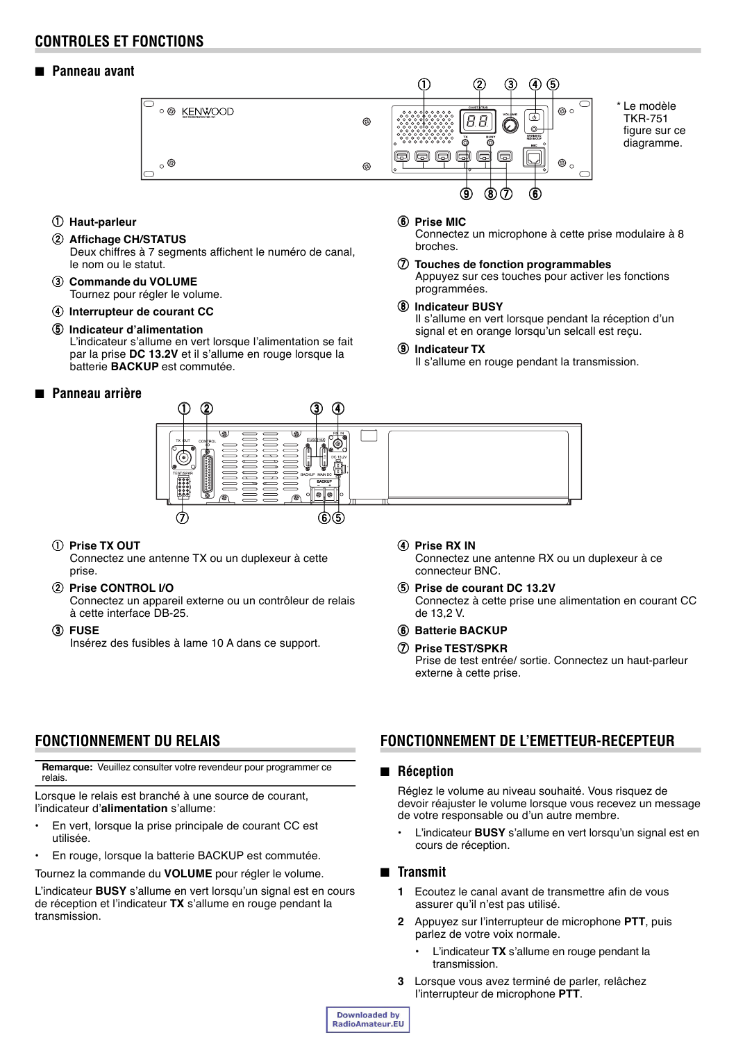## CONTROLES ET FONCTIONS

### Panneau avant

\* Le modèle TKR-751 figure sur ce diagramme.

① **Haut-parleur**

② **Affichage CH/STATUS**
Deux chiffres à 7 segments affichent le numéro de canal, le nom ou le statut.

③ **Commande du VOLUME**
Tournez pour régler le volume.

④ **Interrupteur de courant CC**

⑤ **Indicateur d'alimentation**
L'indicateur s'allume en vert lorsque l'alimentation se fait par la prise **DC 13.2V** et il s'allume en rouge lorsque la batterie **BACKUP** est commutée.

⑥ **Prise MIC**
Connectez un microphone à cette prise modulaire à 8 broches.

⑦ **Touches de fonction programmables**
Appuyez sur ces touches pour activer les fonctions programmées.

⑧ **Indicateur BUSY**
Il s'allume en vert lorsque pendant la réception d'un signal et en orange lorsqu'un selcall est reçu.

⑨ **Indicateur TX**
Il s'allume en rouge pendant la transmission.

### Panneau arrière

① **Prise TX OUT**
Connectez une antenne TX ou un duplexeur à cette prise.

② **Prise CONTROL I/O**
Connectez un appareil externe ou un contrôleur de relais à cette interface DB-25.

③ **FUSE**
Insérez des fusibles à lame 10 A dans ce support.

④ **Prise RX IN**
Connectez une antenne RX ou un duplexeur à ce connecteur BNC.

⑤ **Prise de courant DC 13.2V**
Connectez à cette prise une alimentation en courant CC de 13,2 V.

⑥ **Batterie BACKUP**

⑦ **Prise TEST/SPKR**
Prise de test entrée/ sortie. Connectez un haut-parleur externe à cette prise.

## FONCTIONNEMENT DU RELAIS

**Remarque:** Veuillez consulter votre revendeur pour programmer ce relais.

Lorsque le relais est branché à une source de courant, l'indicateur d'**alimentation** s'allume:

- En vert, lorsque la prise principale de courant CC est utilisée.
- En rouge, lorsque la batterie BACKUP est commutée.

Tournez la commande du **VOLUME** pour régler le volume.

L'indicateur **BUSY** s'allume en vert lorsqu'un signal est en cours de réception et l'indicateur **TX** s'allume en rouge pendant la transmission.

## FONCTIONNEMENT DE L'EMETTEUR-RECEPTEUR

### Réception

Réglez le volume au niveau souhaité. Vous risquez de devoir réajuster le volume lorsque vous recevez un message de votre responsable ou d'un autre membre.

- L'indicateur **BUSY** s'allume en vert lorsqu'un signal est en cours de réception.

### Transmit

1. Ecoutez le canal avant de transmettre afin de vous assurer qu'il n'est pas utilisé.
2. Appuyez sur l'interrupteur de microphone **PTT**, puis parlez de votre voix normale.
   - L'indicateur **TX** s'allume en rouge pendant la transmission.
3. Lorsque vous avez terminé de parler, relâchez l'interrupteur de microphone **PTT**.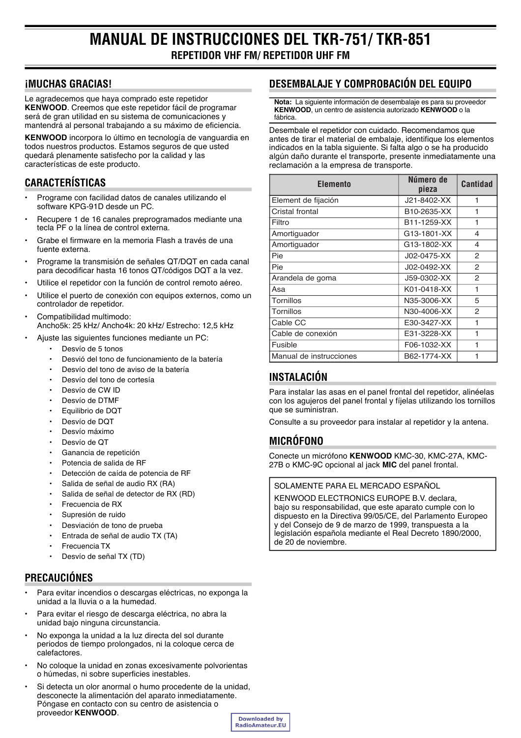# MANUAL DE INSTRUCCIONES DEL TKR-751/ TKR-851

## REPETIDOR VHF FM/ REPETIDOR UHF FM

## ¡MUCHAS GRACIAS!

Le agradecemos que haya comprado este repetidor **KENWOOD**. Creemos que este repetidor fácil de programar será de gran utilidad en su sistema de comunicaciones y mantendrá al personal trabajando a su máximo de eficiencia.

**KENWOOD** incorpora lo último en tecnología de vanguardia en todos nuestros productos. Estamos seguros de que usted quedará plenamente satisfecho por la calidad y las características de este producto.

## CARACTERÍSTICAS

- Programe con facilidad datos de canales utilizando el software KPG-91D desde un PC.
- Recupere 1 de 16 canales preprogramados mediante una tecla PF o la línea de control externa.
- Grabe el firmware en la memoria Flash a través de una fuente externa.
- Programe la transmisión de señales QT/DQT en cada canal para decodificar hasta 16 tonos QT/códigos DQT a la vez.
- Utilice el repetidor con la función de control remoto aéreo.
- Utilice el puerto de conexión con equipos externos, como un controlador de repetidor.
- Compatibilidad multimodo:
  Ancho5k: 25 kHz/ Ancho4k: 20 kHz/ Estrecho: 12,5 kHz
- Ajuste las siguientes funciones mediante un PC:
  - Desvío de 5 tonos
  - Desvió del tono de funcionamiento de la batería
  - Desvío del tono de aviso de la batería
  - Desvío del tono de cortesía
  - Desvío de CW ID
  - Desvío de DTMF
  - Equilibrio de DQT
  - Desvío de DQT
  - Desvío máximo
  - Desvío de QT
  - Ganancia de repetición
  - Potencia de salida de RF
  - Detección de caída de potencia de RF
  - Salida de señal de audio RX (RA)
  - Salida de señal de detector de RX (RD)
  - Frecuencia de RX
  - Supresión de ruido
  - Desviación de tono de prueba
  - Entrada de señal de audio TX (TA)
  - Frecuencia TX
  - Desvío de señal TX (TD)

## PRECAUCIÓNES

- Para evitar incendios o descargas eléctricas, no exponga la unidad a la lluvia o a la humedad.
- Para evitar el riesgo de descarga eléctrica, no abra la unidad bajo ninguna circunstancia.
- No exponga la unidad a la luz directa del sol durante periodos de tiempo prolongados, ni la coloque cerca de calefactores.
- No coloque la unidad en zonas excesivamente polvorientas o húmedas, ni sobre superficies inestables.
- Si detecta un olor anormal o humo procedente de la unidad, desconecte la alimentación del aparato inmediatamente. Póngase en contacto con su centro de asistencia o proveedor **KENWOOD**.

## DESEMBALAJE Y COMPROBACIÓN DEL EQUIPO

**Nota:** La siguiente información de desembalaje es para su proveedor **KENWOOD**, un centro de asistencia autorizado **KENWOOD** o la fábrica.

Desembale el repetidor con cuidado. Recomendamos que antes de tirar el material de embalaje, identifique los elementos indicados en la tabla siguiente. Si falta algo o se ha producido algún daño durante el transporte, presente inmediatamente una reclamación a la empresa de transporte.

| Elemento | Número de pieza | Cantidad |
|---|---|---|
| Element de fijación | J21-8402-XX | 1 |
| Cristal frontal | B10-2635-XX | 1 |
| Filtro | B11-1259-XX | 1 |
| Amortiguador | G13-1801-XX | 4 |
| Amortiguador | G13-1802-XX | 4 |
| Pie | J02-0475-XX | 2 |
| Pie | J02-0492-XX | 2 |
| Arandela de goma | J59-0302-XX | 2 |
| Asa | K01-0418-XX | 1 |
| Tornillos | N35-3006-XX | 5 |
| Tornillos | N30-4006-XX | 2 |
| Cable CC | E30-3427-XX | 1 |
| Cable de conexión | E31-3228-XX | 1 |
| Fusible | F06-1032-XX | 1 |
| Manual de instrucciones | B62-1774-XX | 1 |

## INSTALACIÓN

Para instalar las asas en el panel frontal del repetidor, alinéelas con los agujeros del panel frontal y fíjelas utilizando los tornillos que se suministran.

Consulte a su proveedor para instalar al repetidor y la antena.

## MICRÓFONO

Conecte un micrófono **KENWOOD** KMC-30, KMC-27A, KMC-27B o KMC-9C opcional al jack **MIC** del panel frontal.

SOLAMENTE PARA EL MERCADO ESPAÑOL

KENWOOD ELECTRONICS EUROPE B.V. declara, bajo su responsabilidad, que este aparato cumple con lo dispuesto en la Directiva 99/05/CE, del Parlamento Europeo y del Consejo de 9 de marzo de 1999, transpuesta a la legislación española mediante el Real Decreto 1890/2000, de 20 de noviembre.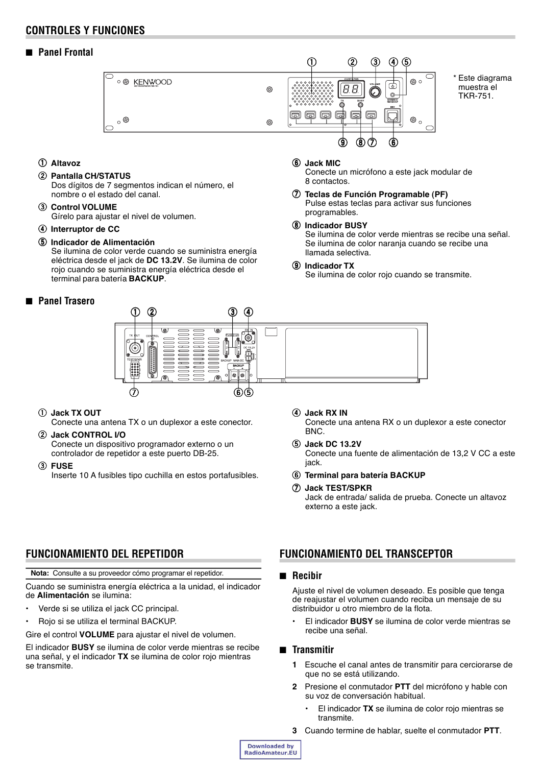# CONTROLES Y FUNCIONES

## Panel Frontal

* Este diagrama muestra el TKR-751.

① **Altavoz**

② **Pantalla CH/STATUS**
Dos dígitos de 7 segmentos indican el número, el nombre o el estado del canal.

③ **Control VOLUME**
Gírelo para ajustar el nivel de volumen.

④ **Interruptor de CC**

⑤ **Indicador de Alimentación**
Se ilumina de color verde cuando se suministra energía eléctrica desde el jack de **DC 13.2V**. Se ilumina de color rojo cuando se suministra energía eléctrica desde el terminal para batería **BACKUP**.

⑥ **Jack MIC**
Conecte un micrófono a este jack modular de 8 contactos.

⑦ **Teclas de Función Programable (PF)**
Pulse estas teclas para activar sus funciones programables.

⑧ **Indicador BUSY**
Se ilumina de color verde mientras se recibe una señal. Se ilumina de color naranja cuando se recibe una llamada selectiva.

⑨ **Indicador TX**
Se ilumina de color rojo cuando se transmite.

## Panel Trasero

① **Jack TX OUT**
Conecte una antena TX o un duplexor a este conector.

② **Jack CONTROL I/O**
Conecte un dispositivo programador externo o un controlador de repetidor a este puerto DB-25.

③ **FUSE**
Inserte 10 A fusibles tipo cuchilla en estos portafusibles.

④ **Jack RX IN**
Conecte una antena RX o un duplexor a este conector BNC.

⑤ **Jack DC 13.2V**
Conecte una fuente de alimentación de 13,2 V CC a este jack.

⑥ **Terminal para batería BACKUP**

⑦ **Jack TEST/SPKR**
Jack de entrada/ salida de prueba. Conecte un altavoz externo a este jack.

# FUNCIONAMIENTO DEL REPETIDOR

**Nota:** Consulte a su proveedor cómo programar el repetidor.

Cuando se suministra energía eléctrica a la unidad, el indicador de **Alimentación** se ilumina:

- Verde si se utiliza el jack CC principal.
- Rojo si se utiliza el terminal BACKUP.

Gire el control **VOLUME** para ajustar el nivel de volumen.

El indicador **BUSY** se ilumina de color verde mientras se recibe una señal, y el indicador **TX** se ilumina de color rojo mientras se transmite.

# FUNCIONAMIENTO DEL TRANSCEPTOR

## Recibir

Ajuste el nivel de volumen deseado. Es posible que tenga de reajustar el volumen cuando reciba un mensaje de su distribuidor u otro miembro de la flota.

- El indicador **BUSY** se ilumina de color verde mientras se recibe una señal.

## Transmitir

1. Escuche el canal antes de transmitir para cerciorarse de que no se está utilizando.
2. Presione el conmutador **PTT** del micrófono y hable con su voz de conversación habitual.
   - El indicador **TX** se ilumina de color rojo mientras se transmite.
3. Cuando termine de hablar, suelte el conmutador **PTT**.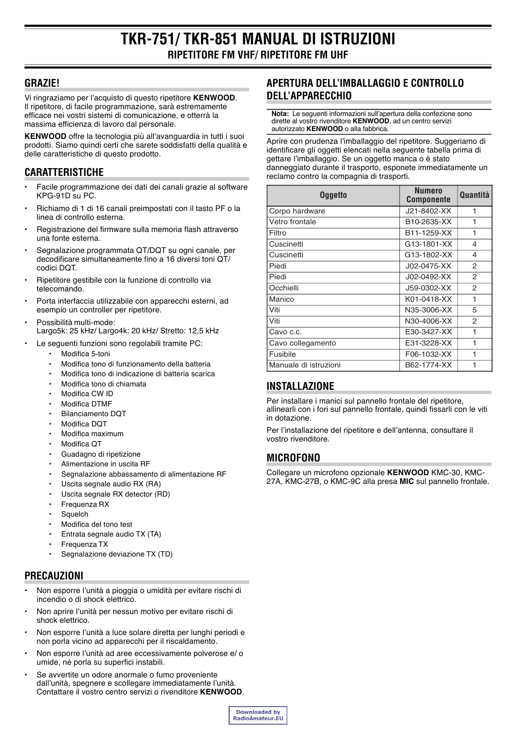# TKR-751/ TKR-851 MANUAL DI ISTRUZIONI

## RIPETITORE FM VHF/ RIPETITORE FM UHF

## GRAZIE!

Vi ringraziamo per l'acquisto di questo ripetitore **KENWOOD**. Il ripetitore, di facile programmazione, sarà estremamente efficace nei vostri sistemi di comunicazione, e otterrà la massima efficienza di lavoro del personale.

**KENWOOD** offre la tecnologia più all'avanguardia in tutti i suoi prodotti. Siamo quindi certi che sarete soddisfatti della qualità e delle caratteristiche di questo prodotto.

## CARATTERISTICHE

- Facile programmazione dei dati dei canali grazie al software KPG-91D su PC.
- Richiamo di 1 di 16 canali preimpostati con il tasto PF o la linea di controllo esterna.
- Registrazione del firmware sulla memoria flash attraverso una fonte esterna.
- Segnalazione programmata QT/DQT su ogni canale, per decodificare simultaneamente fino a 16 diversi toni QT/ codici DQT.
- Ripetitore gestibile con la funzione di controllo via telecomando.
- Porta interfaccia utilizzabile con apparecchi esterni, ad esempio un controller per ripetitore.
- Possibilità multi-mode:
  Largo5k: 25 kHz/ Largo4k: 20 kHz/ Stretto: 12,5 kHz
- Le seguenti funzioni sono regolabili tramite PC:
  - Modifica 5-toni
  - Modifica tono di funzionamento della batteria
  - Modifica tono di indicazione di batteria scarica
  - Modifica tono di chiamata
  - Modifica CW ID
  - Modifica DTMF
  - Bilanciamento DQT
  - Modifica DQT
  - Modifica maximum
  - Modifica QT
  - Guadagno di ripetizione
  - Alimentazione in uscita RF
  - Segnalazione abbassamento di alimentazione RF
  - Uscita segnale audio RX (RA)
  - Uscita segnale RX detector (RD)
  - Frequenza RX
  - Squelch
  - Modifica del tono test
  - Entrata segnale audio TX (TA)
  - Frequenza TX
  - Segnalazione deviazione TX (TD)

## PRECAUZIONI

- Non esporre l'unità a pioggia o umidità per evitare rischi di incendio o di shock elettrico.
- Non aprire l'unità per nessun motivo per evitare rischi di shock elettrico.
- Non esporre l'unità a luce solare diretta per lunghi periodi e non porla vicino ad apparecchi per il riscaldamento.
- Non esporre l'unità ad aree eccessivamente polverose e/ o umide, né porla su superfici instabili.
- Se avvertite un odore anormale o fumo proveniente dall'unità, spegnere e scollegare immediatamente l'unità. Contattare il vostro centro servizi o rivenditore **KENWOOD**.

## APERTURA DELL'IMBALLAGGIO E CONTROLLO DELL'APPARECCHIO

**Nota:** Le seguenti informazioni sull'apertura della confezione sono dirette al vostro rivenditore **KENWOOD**, ad un centro servizi autorizzato **KENWOOD** o alla fabbrica.

Aprire con prudenza l'imballaggio del ripetitore. Suggeriamo di identificare gli oggetti elencati nella seguente tabella prima di gettare l'imballaggio. Se un oggetto manca o è stato danneggiato durante il trasporto, esponete immediatamente un reclamo contro la compagnia di trasporti.

| Oggetto | Numero Componente | Quantità |
|---|---|---|
| Corpo hardware | J21-8402-XX | 1 |
| Vetro frontale | B10-2635-XX | 1 |
| Filtro | B11-1259-XX | 1 |
| Cuscinetti | G13-1801-XX | 4 |
| Cuscinetti | G13-1802-XX | 4 |
| Piedi | J02-0475-XX | 2 |
| Piedi | J02-0492-XX | 2 |
| Occhielli | J59-0302-XX | 2 |
| Manico | K01-0418-XX | 1 |
| Viti | N35-3006-XX | 5 |
| Viti | N30-4006-XX | 2 |
| Cavo c.c. | E30-3427-XX | 1 |
| Cavo collegamento | E31-3228-XX | 1 |
| Fusibile | F06-1032-XX | 1 |
| Manuale di istruzioni | B62-1774-XX | 1 |

## INSTALLAZIONE

Per installare i manici sul pannello frontale del ripetitore, allinearli con i fori sul pannello frontale, quindi fissarli con le viti in dotazione.

Per l'installazione del ripetitore e dell'antenna, consultare il vostro rivenditore.

## MICROFONO

Collegare un microfono opzionale **KENWOOD** KMC-30, KMC-27A, KMC-27B, o KMC-9C alla presa **MIC** sul pannello frontale.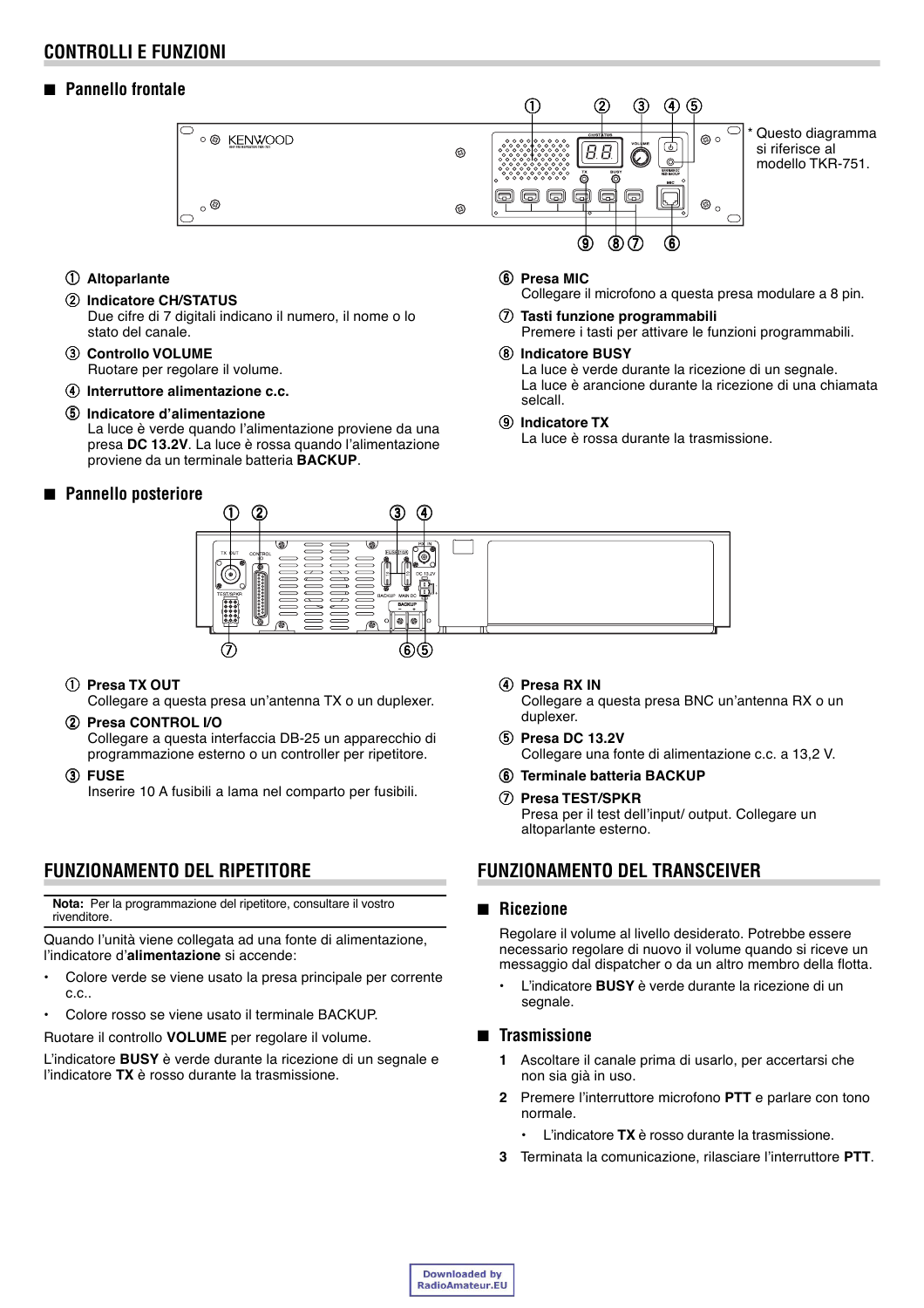## CONTROLLI E FUNZIONI

### Pannello frontale

* Questo diagramma si riferisce al modello TKR-751.

① **Altoparlante**

② **Indicatore CH/STATUS**
Due cifre di 7 digitali indicano il numero, il nome o lo stato del canale.

③ **Controllo VOLUME**
Ruotare per regolare il volume.

④ **Interruttore alimentazione c.c.**

⑤ **Indicatore d'alimentazione**
La luce è verde quando l'alimentazione proviene da una presa **DC 13.2V**. La luce è rossa quando l'alimentazione proviene da un terminale batteria **BACKUP**.

⑥ **Presa MIC**
Collegare il microfono a questa presa modulare a 8 pin.

⑦ **Tasti funzione programmabili**
Premere i tasti per attivare le funzioni programmabili.

⑧ **Indicatore BUSY**
La luce è verde durante la ricezione di un segnale.
La luce è arancione durante la ricezione di una chiamata selcall.

⑨ **Indicatore TX**
La luce è rossa durante la trasmissione.

### Pannello posteriore

① **Presa TX OUT**
Collegare a questa presa un'antenna TX o un duplexer.

② **Presa CONTROL I/O**
Collegare a questa interfaccia DB-25 un apparecchio di programmazione esterno o un controller per ripetitore.

③ **FUSE**
Inserire 10 A fusibili a lama nel comparto per fusibili.

④ **Presa RX IN**
Collegare a questa presa BNC un'antenna RX o un duplexer.

⑤ **Presa DC 13.2V**
Collegare una fonte di alimentazione c.c. a 13,2 V.

⑥ **Terminale batteria BACKUP**

⑦ **Presa TEST/SPKR**
Presa per il test dell'input/ output. Collegare un altoparlante esterno.

## FUNZIONAMENTO DEL RIPETITORE

**Nota:** Per la programmazione del ripetitore, consultare il vostro rivenditore.

Quando l'unità viene collegata ad una fonte di alimentazione, l'indicatore d'**alimentazione** si accende:

- Colore verde se viene usato la presa principale per corrente c.c..
- Colore rosso se viene usato il terminale BACKUP.

Ruotare il controllo **VOLUME** per regolare il volume.

L'indicatore **BUSY** è verde durante la ricezione di un segnale e l'indicatore **TX** è rosso durante la trasmissione.

## FUNZIONAMENTO DEL TRANSCEIVER

### Ricezione

Regolare il volume al livello desiderato. Potrebbe essere necessario regolare di nuovo il volume quando si riceve un messaggio dal dispatcher o da un altro membro della flotta.

- L'indicatore **BUSY** è verde durante la ricezione di un segnale.

### Trasmissione

1. Ascoltare il canale prima di usarlo, per accertarsi che non sia già in uso.
2. Premere l'interruttore microfono **PTT** e parlare con tono normale.
   - L'indicatore **TX** è rosso durante la trasmissione.
3. Terminata la comunicazione, rilasciare l'interruttore **PTT**.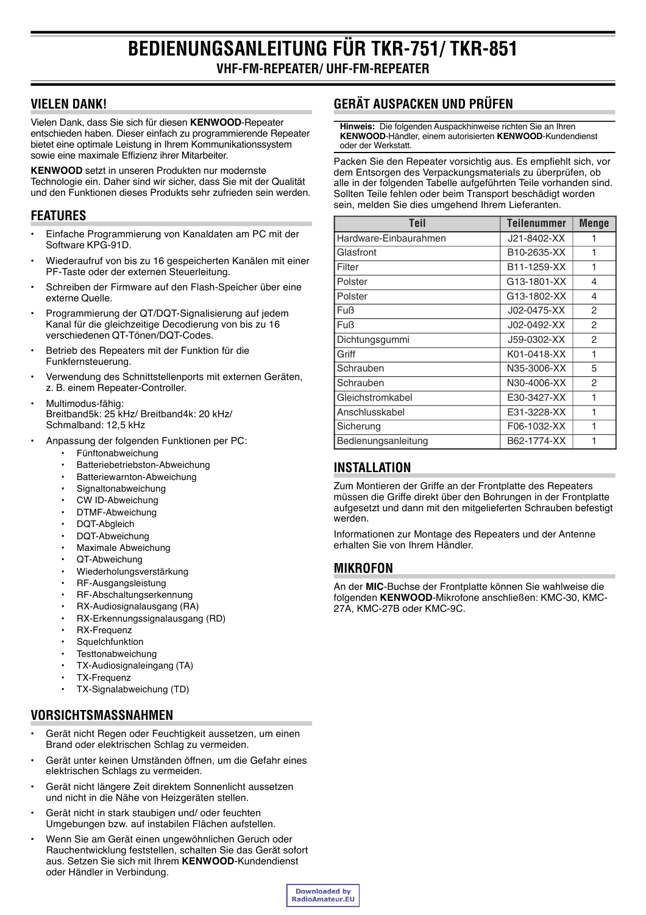# BEDIENUNGSANLEITUNG FÜR TKR-751/ TKR-851

## VHF-FM-REPEATER/ UHF-FM-REPEATER

## VIELEN DANK!

Vielen Dank, dass Sie sich für diesen **KENWOOD**-Repeater entschieden haben. Dieser einfach zu programmierende Repeater bietet eine optimale Leistung in Ihrem Kommunikationssystem sowie eine maximale Effizienz ihrer Mitarbeiter.

**KENWOOD** setzt in unseren Produkten nur modernste Technologie ein. Daher sind wir sicher, dass Sie mit der Qualität und den Funktionen dieses Produkts sehr zufrieden sein werden.

## FEATURES

- Einfache Programmierung von Kanaldaten am PC mit der Software KPG-91D.
- Wiederaufruf von bis zu 16 gespeicherten Kanälen mit einer PF-Taste oder der externen Steuerleitung.
- Schreiben der Firmware auf den Flash-Speicher über eine externe Quelle.
- Programmierung der QT/DQT-Signalisierung auf jedem Kanal für die gleichzeitige Decodierung von bis zu 16 verschiedenen QT-Tönen/DQT-Codes.
- Betrieb des Repeaters mit der Funktion für die Funkfernsteuerung.
- Verwendung des Schnittstellenports mit externen Geräten, z. B. einem Repeater-Controller.
- Multimodus-fähig:
  Breitband5k: 25 kHz/ Breitband4k: 20 kHz/
  Schmalband: 12,5 kHz
- Anpassung der folgenden Funktionen per PC:
  - Fünftonabweichung
  - Batteriebetriebston-Abweichung
  - Batteriewarnton-Abweichung
  - Signaltonabweichung
  - CW ID-Abweichung
  - DTMF-Abweichung
  - DQT-Abgleich
  - DQT-Abweichung
  - Maximale Abweichung
  - QT-Abweichung
  - Wiederholungsverstärkung
  - RF-Ausgangsleistung
  - RF-Abschaltungserkennung
  - RX-Audiosignalausgang (RA)
  - RX-Erkennungssignalausgang (RD)
  - RX-Frequenz
  - Squelchfunktion
  - Testtonabweichung
  - TX-Audiosignaleingang (TA)
  - TX-Frequenz
  - TX-Signalabweichung (TD)

## VORSICHTSMASSNAHMEN

- Gerät nicht Regen oder Feuchtigkeit aussetzen, um einen Brand oder elektrischen Schlag zu vermeiden.
- Gerät unter keinen Umständen öffnen, um die Gefahr eines elektrischen Schlags zu vermeiden.
- Gerät nicht längere Zeit direktem Sonnenlicht aussetzen und nicht in die Nähe von Heizgeräten stellen.
- Gerät nicht in stark staubigen und/ oder feuchten Umgebungen bzw. auf instabilen Flächen aufstellen.
- Wenn Sie am Gerät einen ungewöhnlichen Geruch oder Rauchentwicklung feststellen, schalten Sie das Gerät sofort aus. Setzen Sie sich mit Ihrem **KENWOOD**-Kundendienst oder Händler in Verbindung.

## GERÄT AUSPACKEN UND PRÜFEN

**Hinweis:** Die folgenden Auspackhinweise richten Sie an Ihren **KENWOOD**-Händler, einem autorisierten **KENWOOD**-Kundendienst oder der Werkstatt.

Packen Sie den Repeater vorsichtig aus. Es empfiehlt sich, vor dem Entsorgen des Verpackungsmaterials zu überprüfen, ob alle in der folgenden Tabelle aufgeführten Teile vorhanden sind. Sollten Teile fehlen oder beim Transport beschädigt worden sein, melden Sie dies umgehend Ihrem Lieferanten.

| Teil | Teilenummer | Menge |
|---|---|---|
| Hardware-Einbaurahmen | J21-8402-XX | 1 |
| Glasfront | B10-2635-XX | 1 |
| Filter | B11-1259-XX | 1 |
| Polster | G13-1801-XX | 4 |
| Polster | G13-1802-XX | 4 |
| Fuß | J02-0475-XX | 2 |
| Fuß | J02-0492-XX | 2 |
| Dichtungsgummi | J59-0302-XX | 2 |
| Griff | K01-0418-XX | 1 |
| Schrauben | N35-3006-XX | 5 |
| Schrauben | N30-4006-XX | 2 |
| Gleichstromkabel | E30-3427-XX | 1 |
| Anschlusskabel | E31-3228-XX | 1 |
| Sicherung | F06-1032-XX | 1 |
| Bedienungsanleitung | B62-1774-XX | 1 |

## INSTALLATION

Zum Montieren der Griffe an der Frontplatte des Repeaters müssen die Griffe direkt über den Bohrungen in der Frontplatte aufgesetzt und dann mit den mitgelieferten Schrauben befestigt werden.

Informationen zur Montage des Repeaters und der Antenne erhalten Sie von Ihrem Händler.

## MIKROFON

An der **MIC**-Buchse der Frontplatte können Sie wahlweise die folgenden **KENWOOD**-Mikrofone anschließen: KMC-30, KMC-27A, KMC-27B oder KMC-9C.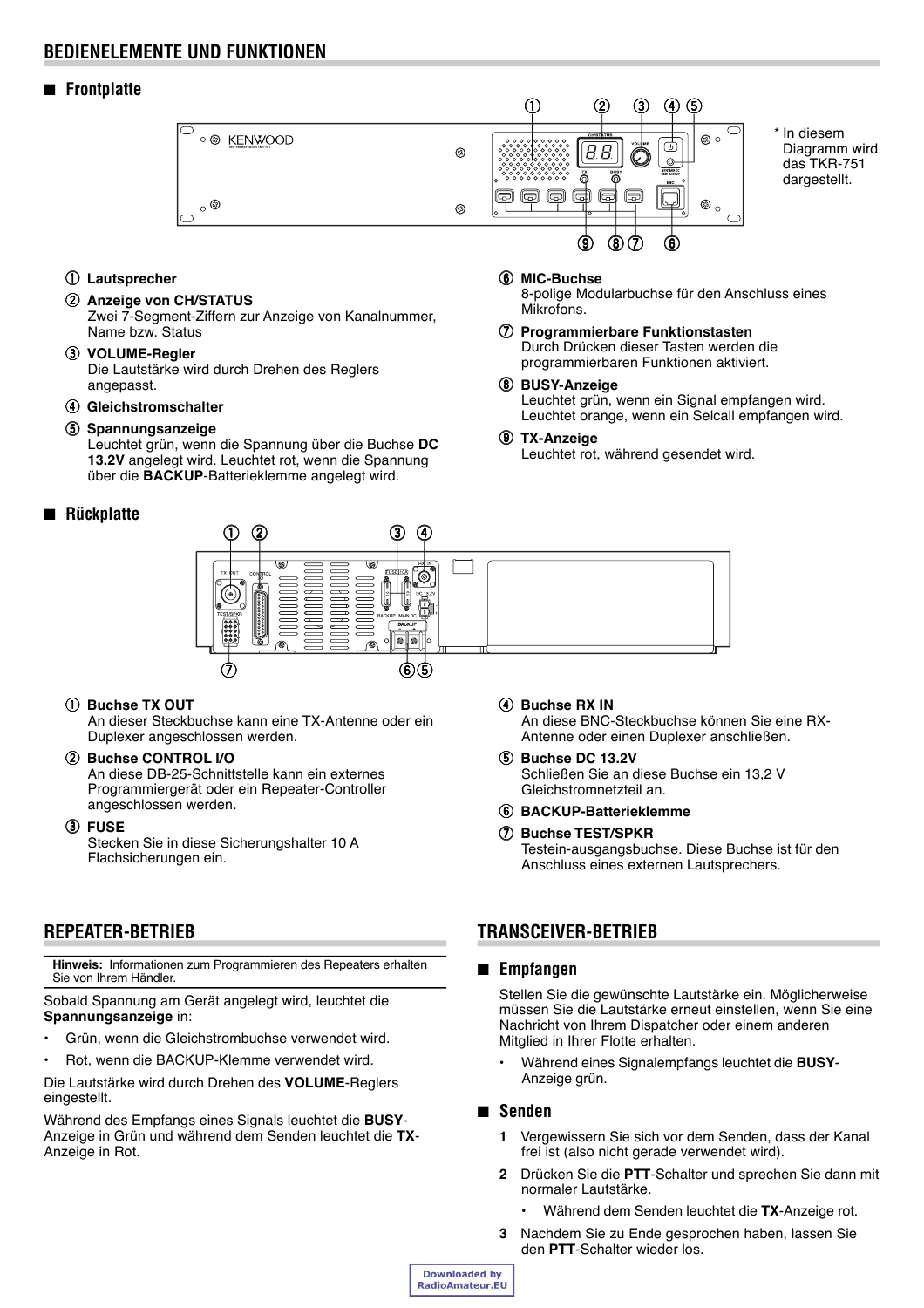# BEDIENELEMENTE UND FUNKTIONEN

## ■ Frontplatte

* In diesem Diagramm wird das TKR-751 dargestellt.

① **Lautsprecher**

② **Anzeige von CH/STATUS**
Zwei 7-Segment-Ziffern zur Anzeige von Kanalnummer, Name bzw. Status

③ **VOLUME-Regler**
Die Lautstärke wird durch Drehen des Reglers angepasst.

④ **Gleichstromschalter**

⑤ **Spannungsanzeige**
Leuchtet grün, wenn die Spannung über die Buchse **DC 13.2V** angelegt wird. Leuchtet rot, wenn die Spannung über die **BACKUP**-Batterieklemme angelegt wird.

⑥ **MIC-Buchse**
8-polige Modularbuchse für den Anschluss eines Mikrofons.

⑦ **Programmierbare Funktionstasten**
Durch Drücken dieser Tasten werden die programmierbaren Funktionen aktiviert.

⑧ **BUSY-Anzeige**
Leuchtet grün, wenn ein Signal empfangen wird. Leuchtet orange, wenn ein Selcall empfangen wird.

⑨ **TX-Anzeige**
Leuchtet rot, während gesendet wird.

## ■ Rückplatte

① **Buchse TX OUT**
An dieser Steckbuchse kann eine TX-Antenne oder ein Duplexer angeschlossen werden.

② **Buchse CONTROL I/O**
An diese DB-25-Schnittstelle kann ein externes Programmiergerät oder ein Repeater-Controller angeschlossen werden.

③ **FUSE**
Stecken Sie in diese Sicherungshalter 10 A Flachsicherungen ein.

④ **Buchse RX IN**
An diese BNC-Steckbuchse können Sie eine RX-Antenne oder einen Duplexer anschließen.

⑤ **Buchse DC 13.2V**
Schließen Sie an diese Buchse ein 13,2 V Gleichstromnetzteil an.

⑥ **BACKUP-Batterieklemme**

⑦ **Buchse TEST/SPKR**
Testein-ausgangsbuchse. Diese Buchse ist für den Anschluss eines externen Lautsprechers.

# REPEATER-BETRIEB

**Hinweis:** Informationen zum Programmieren des Repeaters erhalten Sie von Ihrem Händler.

Sobald Spannung am Gerät angelegt wird, leuchtet die **Spannungsanzeige** in:

- Grün, wenn die Gleichstrombuchse verwendet wird.
- Rot, wenn die BACKUP-Klemme verwendet wird.

Die Lautstärke wird durch Drehen des **VOLUME**-Reglers eingestellt.

Während des Empfangs eines Signals leuchtet die **BUSY**-Anzeige in Grün und während dem Senden leuchtet die **TX**-Anzeige in Rot.

# TRANSCEIVER-BETRIEB

## ■ Empfangen

Stellen Sie die gewünschte Lautstärke ein. Möglicherweise müssen Sie die Lautstärke erneut einstellen, wenn Sie eine Nachricht von Ihrem Dispatcher oder einem anderen Mitglied in Ihrer Flotte erhalten.

- Während eines Signalempfangs leuchtet die **BUSY**-Anzeige grün.

## ■ Senden

1. Vergewissern Sie sich vor dem Senden, dass der Kanal frei ist (also nicht gerade verwendet wird).
2. Drücken Sie die **PTT**-Schalter und sprechen Sie dann mit normaler Lautstärke.
   - Während dem Senden leuchtet die **TX**-Anzeige rot.
3. Nachdem Sie zu Ende gesprochen haben, lassen Sie den **PTT**-Schalter wieder los.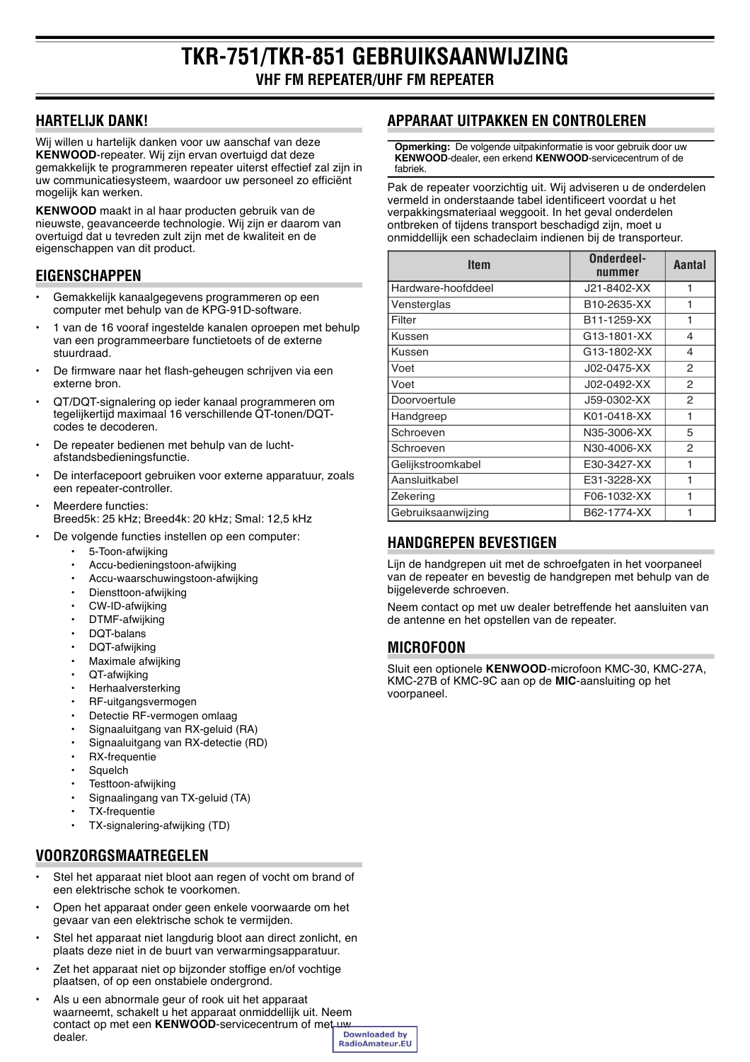# TKR-751/TKR-851 GEBRUIKSAANWIJZING

## VHF FM REPEATER/UHF FM REPEATER

## HARTELIJK DANK!

Wij willen u hartelijk danken voor uw aanschaf van deze **KENWOOD**-repeater. Wij zijn ervan overtuigd dat deze gemakkelijk te programmeren repeater uiterst effectief zal zijn in uw communicatiesysteem, waardoor uw personeel zo efficiënt mogelijk kan werken.

**KENWOOD** maakt in al haar producten gebruik van de nieuwste, geavanceerde technologie. Wij zijn er daarom van overtuigd dat u tevreden zult zijn met de kwaliteit en de eigenschappen van dit product.

## EIGENSCHAPPEN

- Gemakkelijk kanaalgegevens programmeren op een computer met behulp van de KPG-91D-software.
- 1 van de 16 vooraf ingestelde kanalen oproepen met behulp van een programmeerbare functietoets of de externe stuurdraad.
- De firmware naar het flash-geheugen schrijven via een externe bron.
- QT/DQT-signalering op ieder kanaal programmeren om tegelijkertijd maximaal 16 verschillende QT-tonen/DQT-codes te decoderen.
- De repeater bedienen met behulp van de lucht-afstandsbedieningsfunctie.
- De interfacepoort gebruiken voor externe apparatuur, zoals een repeater-controller.
- Meerdere functies:
  Breed5k: 25 kHz; Breed4k: 20 kHz; Smal: 12,5 kHz
- De volgende functies instellen op een computer:
  - 5-Toon-afwijking
  - Accu-bedieningstoon-afwijking
  - Accu-waarschuwingstoon-afwijking
  - Diensttoon-afwijking
  - CW-ID-afwijking
  - DTMF-afwijking
  - DQT-balans
  - DQT-afwijking
  - Maximale afwijking
  - QT-afwijking
  - Herhaalversterking
  - RF-uitgangsvermogen
  - Detectie RF-vermogen omlaag
  - Signaaluitgang van RX-geluid (RA)
  - Signaaluitgang van RX-detectie (RD)
  - RX-frequentie
  - Squelch
  - Testtoon-afwijking
  - Signaalingang van TX-geluid (TA)
  - TX-frequentie
  - TX-signalering-afwijking (TD)

## VOORZORGSMAATREGELEN

- Stel het apparaat niet bloot aan regen of vocht om brand of een elektrische schok te voorkomen.
- Open het apparaat onder geen enkele voorwaarde om het gevaar van een elektrische schok te vermijden.
- Stel het apparaat niet langdurig bloot aan direct zonlicht, en plaats deze niet in de buurt van verwarmingsapparatuur.
- Zet het apparaat niet op bijzonder stoffige en/of vochtige plaatsen, of op een onstabiele ondergrond.
- Als u een abnormale geur of rook uit het apparaat waarneemt, schakelt u het apparaat onmiddellijk uit. Neem contact op met een **KENWOOD**-servicecentrum of met uw dealer.

## APPARAAT UITPAKKEN EN CONTROLEREN

**Opmerking:** De volgende uitpakinformatie is voor gebruik door uw **KENWOOD**-dealer, een erkend **KENWOOD**-servicecentrum of de fabriek.

Pak de repeater voorzichtig uit. Wij adviseren u de onderdelen vermeld in onderstaande tabel identificeert voordat u het verpakkingsmateriaal weggooit. In het geval onderdelen ontbreken of tijdens transport beschadigd zijn, moet u onmiddellijk een schadeclaim indienen bij de transporteur.

| Item | Onderdeel-nummer | Aantal |
|---|---|---|
| Hardware-hoofddeel | J21-8402-XX | 1 |
| Vensterglas | B10-2635-XX | 1 |
| Filter | B11-1259-XX | 1 |
| Kussen | G13-1801-XX | 4 |
| Kussen | G13-1802-XX | 4 |
| Voet | J02-0475-XX | 2 |
| Voet | J02-0492-XX | 2 |
| Doorvoertule | J59-0302-XX | 2 |
| Handgreep | K01-0418-XX | 1 |
| Schroeven | N35-3006-XX | 5 |
| Schroeven | N30-4006-XX | 2 |
| Gelijkstroomkabel | E30-3427-XX | 1 |
| Aansluitkabel | E31-3228-XX | 1 |
| Zekering | F06-1032-XX | 1 |
| Gebruiksaanwijzing | B62-1774-XX | 1 |

## HANDGREPEN BEVESTIGEN

Lijn de handgrepen uit met de schroefgaten in het voorpaneel van de repeater en bevestig de handgrepen met behulp van de bijgeleverde schroeven.

Neem contact op met uw dealer betreffende het aansluiten van de antenne en het opstellen van de repeater.

## MICROFOON

Sluit een optionele **KENWOOD**-microfoon KMC-30, KMC-27A, KMC-27B of KMC-9C aan op de **MIC**-aansluiting op het voorpaneel.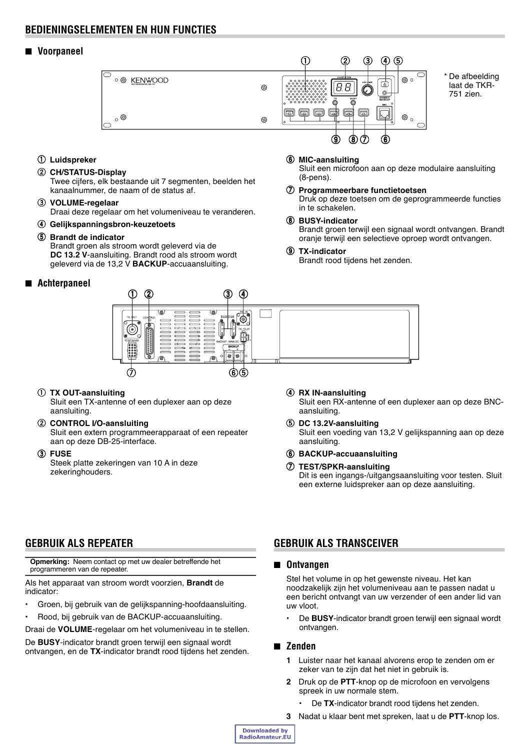# BEDIENINGSELEMENTEN EN HUN FUNCTIES

## ■ Voorpaneel

\* De afbeelding laat de TKR-751 zien.

① **Luidspreker**

② **CH/STATUS-Display**
Twee cijfers, elk bestaande uit 7 segmenten, beelden het kanaalnummer, de naam of de status af.

③ **VOLUME-regelaar**
Draai deze regelaar om het volumeniveau te veranderen.

④ **Gelijkspanningsbron-keuzetoets**

⑤ **Brandt de indicator**
Brandt groen als stroom wordt geleverd via de **DC 13.2 V**-aansluiting. Brandt rood als stroom wordt geleverd via de 13,2 V **BACKUP**-accuaansluiting.

⑥ **MIC-aansluiting**
Sluit een microfoon aan op deze modulaire aansluiting (8-pens).

⑦ **Programmeerbare functietoetsen**
Druk op deze toetsen om de geprogrammeerde functies in te schakelen.

⑧ **BUSY-indicator**
Brandt groen terwijl een signaal wordt ontvangen. Brandt oranje terwijl een selectieve oproep wordt ontvangen.

⑨ **TX-indicator**
Brandt rood tijdens het zenden.

## ■ Achterpaneel

① **TX OUT-aansluiting**
Sluit een TX-antenne of een duplexer aan op deze aansluiting.

② **CONTROL I/O-aansluiting**
Sluit een extern programmeerapparaat of een repeater aan op deze DB-25-interface.

③ **FUSE**
Steek platte zekeringen van 10 A in deze zekeringhouders.

④ **RX IN-aansluiting**
Sluit een RX-antenne of een duplexer aan op deze BNC-aansluiting.

⑤ **DC 13.2V-aansluiting**
Sluit een voeding van 13,2 V gelijkspanning aan op deze aansluiting.

⑥ **BACKUP-accuaansluiting**

⑦ **TEST/SPKR-aansluiting**
Dit is een ingangs-/uitgangsaansluiting voor testen. Sluit een externe luidspreker aan op deze aansluiting.

# GEBRUIK ALS REPEATER

**Opmerking:** Neem contact op met uw dealer betreffende het programmeren van de repeater.

Als het apparaat van stroom wordt voorzien, **Brandt** de indicator:

- Groen, bij gebruik van de gelijkspanning-hoofdaansluiting.
- Rood, bij gebruik van de BACKUP-accuaansluiting.

Draai de **VOLUME**-regelaar om het volumeniveau in te stellen.

De **BUSY**-indicator brandt groen terwijl een signaal wordt ontvangen, en de **TX**-indicator brandt rood tijdens het zenden.

# GEBRUIK ALS TRANSCEIVER

## ■ Ontvangen

Stel het volume in op het gewenste niveau. Het kan noodzakelijk zijn het volumeniveau aan te passen nadat u een bericht ontvangt van uw verzender of een ander lid van uw vloot.

- De **BUSY**-indicator brandt groen terwijl een signaal wordt ontvangen.

## ■ Zenden

1. Luister naar het kanaal alvorens erop te zenden om er zeker van te zijn dat het niet in gebruik is.
2. Druk op de **PTT**-knop op de microfoon en vervolgens spreek in uw normale stem.
   - De **TX**-indicator brandt rood tijdens het zenden.
3. Nadat u klaar bent met spreken, laat u de **PTT**-knop los.

Downloaded by RadioAmateur.EU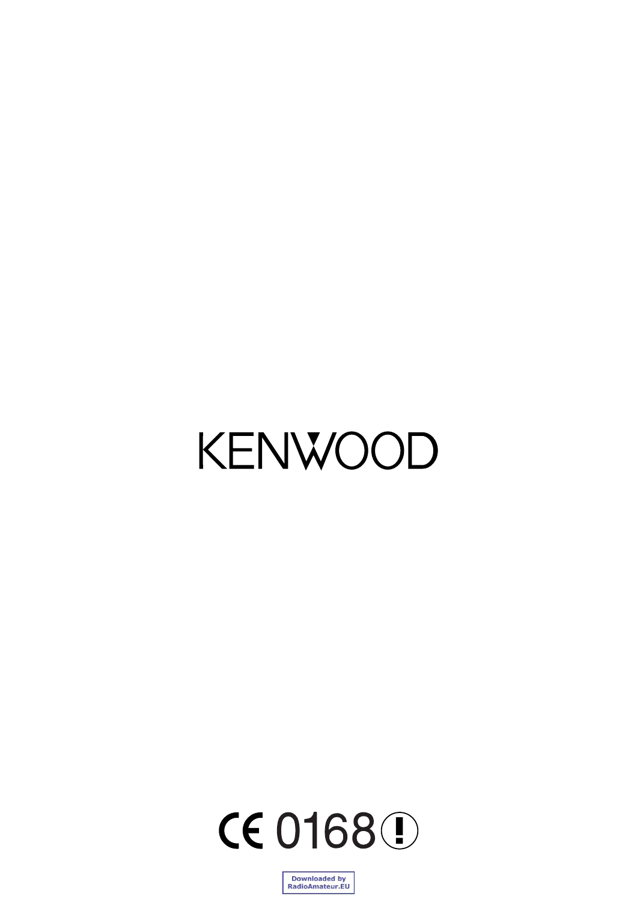KENWOOD

CE 0168 ⓘ

Downloaded by
RadioAmateur.EU